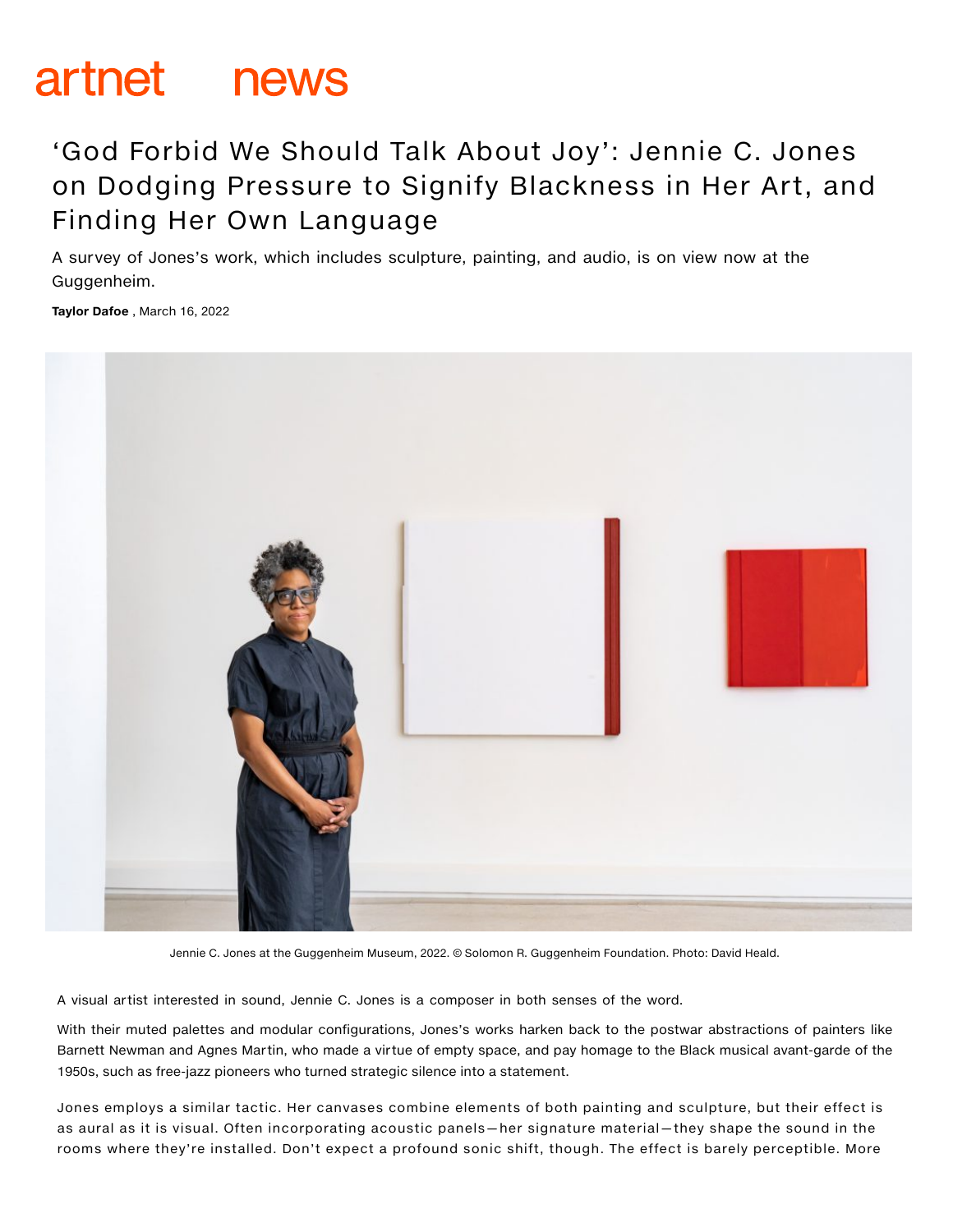artnet news

# 'God Forbid We Should Talk About Joy': Jennie C. Jones on Dodging Pressure to Signify Blackness in Her Art, and Finding Her Own Language

A survey of Jones's work, which includes sculpture, painting, and audio, is on view now at the Guggenheim.

**Taylor Dafoe** , March 16, 2022

Jennie C. Jones at the Guggenheim Museum, 2022. © Solomon R. Guggenheim Foundation. Photo: David Heald.

A visual artist interested in sound, Jennie C. Jones is a composer in both senses of the word.

With their muted palettes and modular configurations, Jones's works harken back to the postwar abstractions of painters like Barnett Newman and Agnes Martin, who made a virtue of empty space, and pay homage to the Black musical avant-garde of the 1950s, such as free-jazz pioneers who turned strategic silence into a statement.

Jones employs a similar tactic. Her canvases combine elements of both painting and sculpture, but their effect is as aural as it is visual. Often incorporating acoustic panels—her signature material—they shape the sound in the rooms where they're installed. Don't expect a profound sonic shift, though. The effect is barely perceptible. More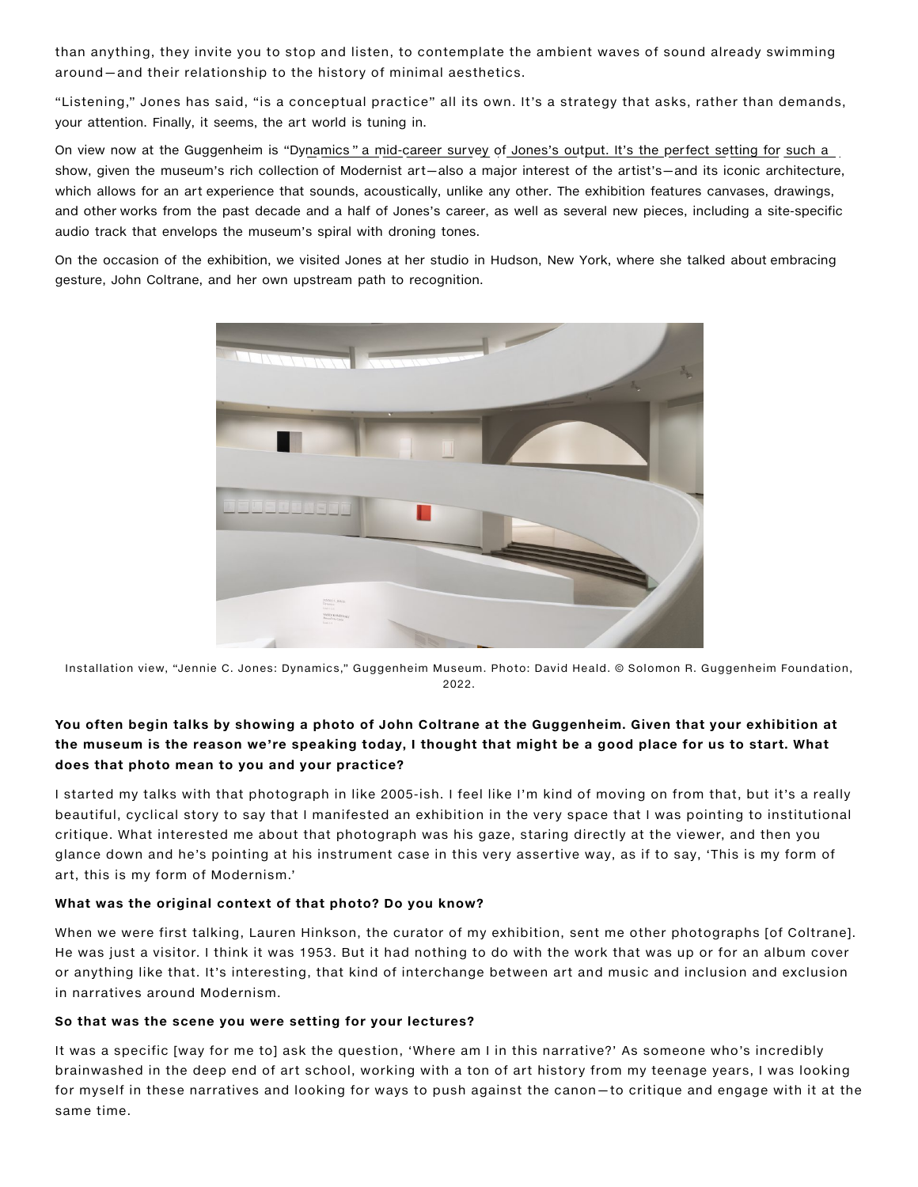than anything, they invite you to stop and listen, to contemplate the ambient waves of sound already swimming around—and their relationship to the history of minimal aesthetics.

"Listening," Jones has said, "is a conceptual practice" all its own. It's a strategy that asks, rather than demands, your attention. Finally, it seems, the art world is tuning in.

On view now at the Guggenheim is "Dynamics," a mid-career survey of Jones's output. It's the perfect setting for such a show, given the museum's rich collection of Modernist art—also a major interest of the artist's—and its iconic architecture, which allows for an art experience that sounds, acoustically, unlike any other. The exhibition features canvases, drawings, and other works from the past decade and a half of Jones's career, as well as several new pieces, including a site-specific audio track that envelops the museum's spiral with droning tones.

On the occasion of the exhibition, we visited Jones at her studio in Hudson, New York, where she talked about embracing gesture, John Coltrane, and her own upstream path to recognition.

Installation view, "Jennie C. Jones: Dynamics," Guggenheim Museum. Photo: David Heald. © Solomon R. Guggenheim Foundation, 2022.

**You often begin talks by showing a photo of John Coltrane at the Guggenheim. Given that your exhibition at the museum is the reason we're speaking today, I thought that might be a good place for us to start. What does that photo mean to you and your practice?**

I started my talks with that photograph in like 2005-ish. I feel like I'm kind of moving on from that, but it's a really beautiful, cyclical story to say that I manifested an exhibition in the very space that I was pointing to institutional critique. What interested me about that photograph was his gaze, staring directly at the viewer, and then you glance down and he's pointing at his instrument case in this very assertive way, as if to say, 'This is my form of art, this is my form of Modernism.'

**What was the original context of that photo? Do you know?**

When we were first talking, Lauren Hinkson, the curator of my exhibition, sent me other photographs [of Coltrane]. He was just a visitor. I think it was 1953. But it had nothing to do with the work that was up or for an album cover or anything like that. It's interesting, that kind of interchange between art and music and inclusion and exclusion in narratives around Modernism.

**So that was the scene you were setting for your lectures?**

It was a specific [way for me to] ask the question, 'Where am I in this narrative?' As someone who's incredibly brainwashed in the deep end of art school, working with a ton of art history from my teenage years, I was looking for myself in these narratives and looking for ways to push against the canon—to critique and engage with it at the same time.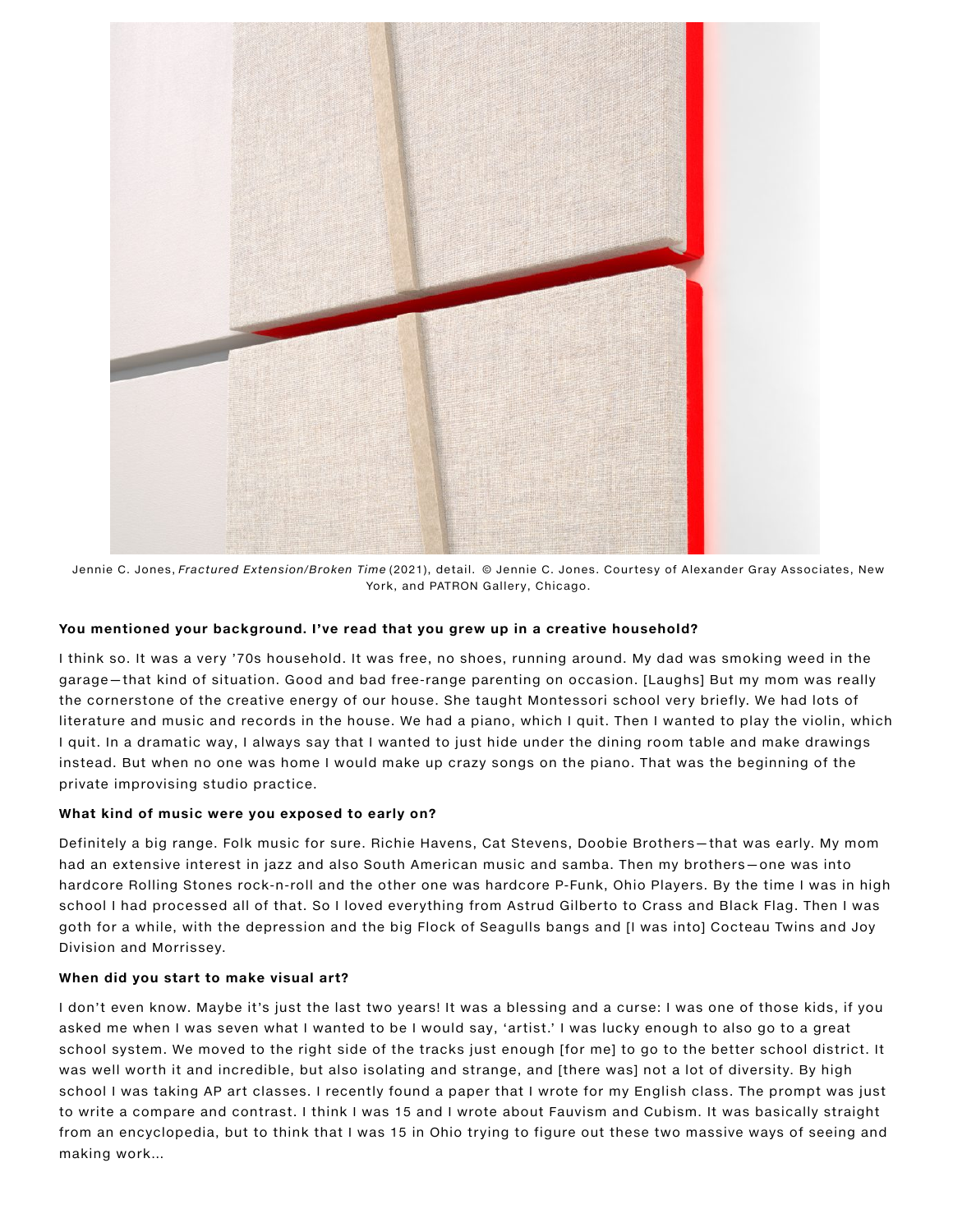Jennie C. Jones, *Fractured Extension/Broken Time* (2021), detail. © Jennie C. Jones. Courtesy of Alexander Gray Associates, New York, and PATRON Gallery, Chicago.

**You mentioned your background. I've read that you grew up in a creative household?**

I think so. It was a very '70s household. It was free, no shoes, running around. My dad was smoking weed in the garage—that kind of situation. Good and bad free-range parenting on occasion. [Laughs] But my mom was really the cornerstone of the creative energy of our house. She taught Montessori school very briefly. We had lots of literature and music and records in the house. We had a piano, which I quit. Then I wanted to play the violin, which I quit. In a dramatic way, I always say that I wanted to just hide under the dining room table and make drawings instead. But when no one was home I would make up crazy songs on the piano. That was the beginning of the private improvising studio practice.

**What kind of music were you exposed to early on?**

Definitely a big range. Folk music for sure. Richie Havens, Cat Stevens, Doobie Brothers—that was early. My mom had an extensive interest in jazz and also South American music and samba. Then my brothers—one was into hardcore Rolling Stones rock-n-roll and the other one was hardcore P-Funk, Ohio Players. By the time I was in high school I had processed all of that. So I loved everything from Astrud Gilberto to Crass and Black Flag. Then I was goth for a while, with the depression and the big Flock of Seagulls bangs and [I was into] Cocteau Twins and Joy Division and Morrissey.

**When did you start to make visual art?**

I don't even know. Maybe it's just the last two years! It was a blessing and a curse: I was one of those kids, if you asked me when I was seven what I wanted to be I would say, 'artist.' I was lucky enough to also go to a great school system. We moved to the right side of the tracks just enough [for me] to go to the better school district. It was well worth it and incredible, but also isolating and strange, and [there was] not a lot of diversity. By high school I was taking AP art classes. I recently found a paper that I wrote for my English class. The prompt was just to write a compare and contrast. I think I was 15 and I wrote about Fauvism and Cubism. It was basically straight from an encyclopedia, but to think that I was 15 in Ohio trying to figure out these two massive ways of seeing and making work...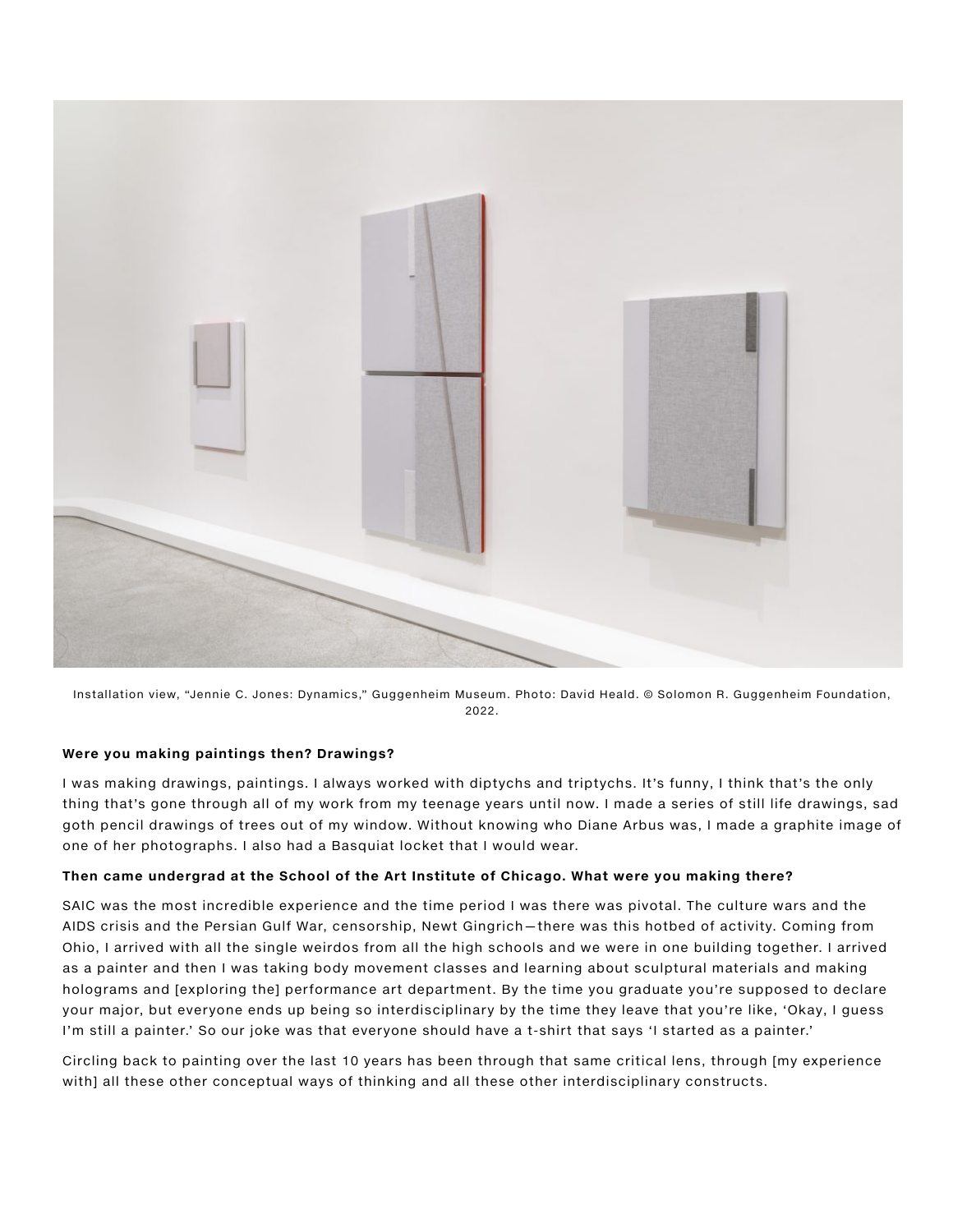Installation view, "Jennie C. Jones: Dynamics," Guggenheim Museum. Photo: David Heald. © Solomon R. Guggenheim Foundation, 2022.

**Were you making paintings then? Drawings?**

I was making drawings, paintings. I always worked with diptychs and triptychs. It's funny, I think that's the only thing that's gone through all of my work from my teenage years until now. I made a series of still life drawings, sad goth pencil drawings of trees out of my window. Without knowing who Diane Arbus was, I made a graphite image of one of her photographs. I also had a Basquiat locket that I would wear.

**Then came undergrad at the School of the Art Institute of Chicago. What were you making there?**

SAIC was the most incredible experience and the time period I was there was pivotal. The culture wars and the AIDS crisis and the Persian Gulf War, censorship, Newt Gingrich—there was this hotbed of activity. Coming from Ohio, I arrived with all the single weirdos from all the high schools and we were in one building together. I arrived as a painter and then I was taking body movement classes and learning about sculptural materials and making holograms and [exploring the] performance art department. By the time you graduate you're supposed to declare your major, but everyone ends up being so interdisciplinary by the time they leave that you're like, 'Okay, I guess I'm still a painter.' So our joke was that everyone should have a t-shirt that says 'I started as a painter.'

Circling back to painting over the last 10 years has been through that same critical lens, through [my experience with] all these other conceptual ways of thinking and all these other interdisciplinary constructs.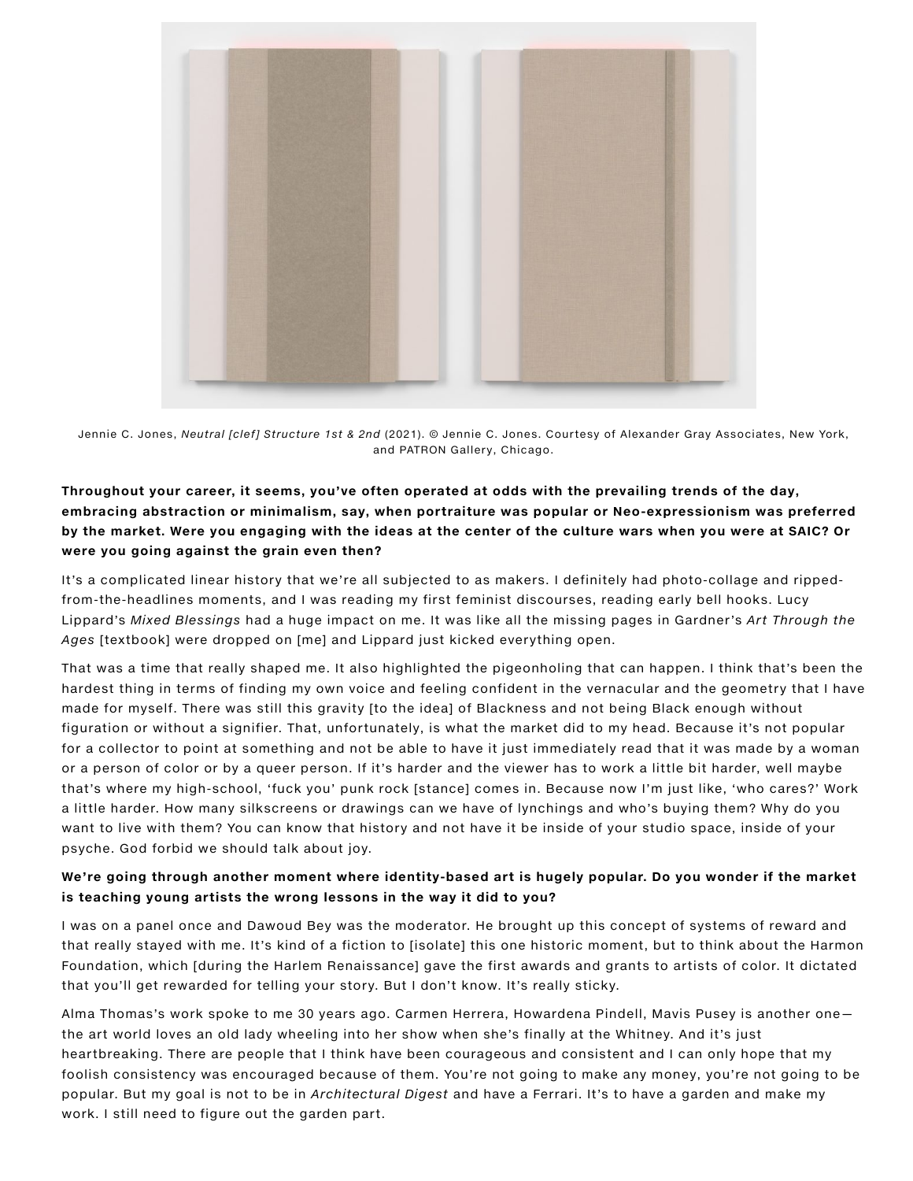Jennie C. Jones, *Neutral [clef] Structure 1st & 2nd* (2021). © Jennie C. Jones. Courtesy of Alexander Gray Associates, New York, and PATRON Gallery, Chicago.

**Throughout your career, it seems, you've often operated at odds with the prevailing trends of the day, embracing abstraction or minimalism, say, when portraiture was popular or Neo-expressionism was preferred by the market. Were you engaging with the ideas at the center of the culture wars when you were at SAIC? Or were you going against the grain even then?**

It's a complicated linear history that we're all subjected to as makers. I definitely had photo-collage and ripped-from-the-headlines moments, and I was reading my first feminist discourses, reading early bell hooks. Lucy Lippard's *Mixed Blessings* had a huge impact on me. It was like all the missing pages in Gardner's *Art Through the Ages* [textbook] were dropped on [me] and Lippard just kicked everything open.

That was a time that really shaped me. It also highlighted the pigeonholing that can happen. I think that's been the hardest thing in terms of finding my own voice and feeling confident in the vernacular and the geometry that I have made for myself. There was still this gravity [to the idea] of Blackness and not being Black enough without figuration or without a signifier. That, unfortunately, is what the market did to my head. Because it's not popular for a collector to point at something and not be able to have it just immediately read that it was made by a woman or a person of color or by a queer person. If it's harder and the viewer has to work a little bit harder, well maybe that's where my high-school, 'fuck you' punk rock [stance] comes in. Because now I'm just like, 'who cares?' Work a little harder. How many silkscreens or drawings can we have of lynchings and who's buying them? Why do you want to live with them? You can know that history and not have it be inside of your studio space, inside of your psyche. God forbid we should talk about joy.

**We're going through another moment where identity-based art is hugely popular. Do you wonder if the market is teaching young artists the wrong lessons in the way it did to you?**

I was on a panel once and Dawoud Bey was the moderator. He brought up this concept of systems of reward and that really stayed with me. It's kind of a fiction to [isolate] this one historic moment, but to think about the Harmon Foundation, which [during the Harlem Renaissance] gave the first awards and grants to artists of color. It dictated that you'll get rewarded for telling your story. But I don't know. It's really sticky.

Alma Thomas's work spoke to me 30 years ago. Carmen Herrera, Howardena Pindell, Mavis Pusey is another one—the art world loves an old lady wheeling into her show when she's finally at the Whitney. And it's just heartbreaking. There are people that I think have been courageous and consistent and I can only hope that my foolish consistency was encouraged because of them. You're not going to make any money, you're not going to be popular. But my goal is not to be in *Architectural Digest* and have a Ferrari. It's to have a garden and make my work. I still need to figure out the garden part.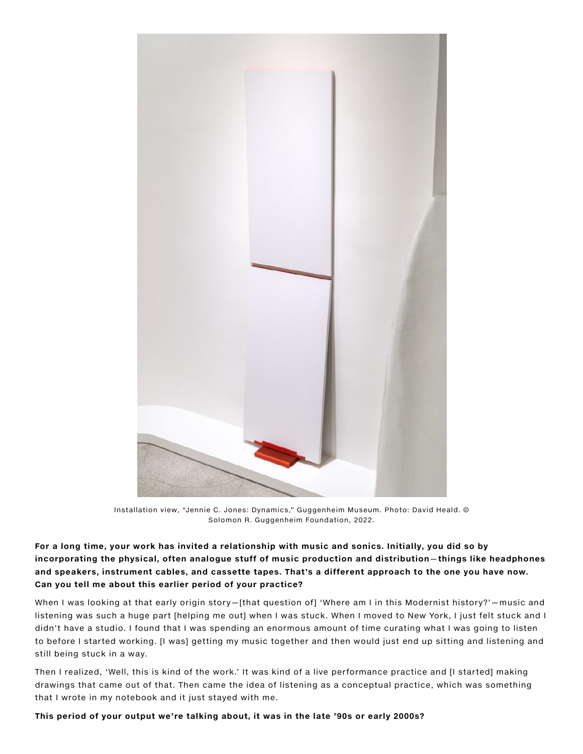Installation view, "Jennie C. Jones: Dynamics," Guggenheim Museum. Photo: David Heald. © Solomon R. Guggenheim Foundation, 2022.

**For a long time, your work has invited a relationship with music and sonics. Initially, you did so by incorporating the physical, often analogue stuff of music production and distribution—things like headphones and speakers, instrument cables, and cassette tapes. That's a different approach to the one you have now. Can you tell me about this earlier period of your practice?**

When I was looking at that early origin story—[that question of] 'Where am I in this Modernist history?'—music and listening was such a huge part [helping me out] when I was stuck. When I moved to New York, I just felt stuck and I didn't have a studio. I found that I was spending an enormous amount of time curating what I was going to listen to before I started working. [I was] getting my music together and then would just end up sitting and listening and still being stuck in a way.

Then I realized, 'Well, this is kind of the work.' It was kind of a live performance practice and [I started] making drawings that came out of that. Then came the idea of listening as a conceptual practice, which was something that I wrote in my notebook and it just stayed with me.

**This period of your output we're talking about, it was in the late '90s or early 2000s?**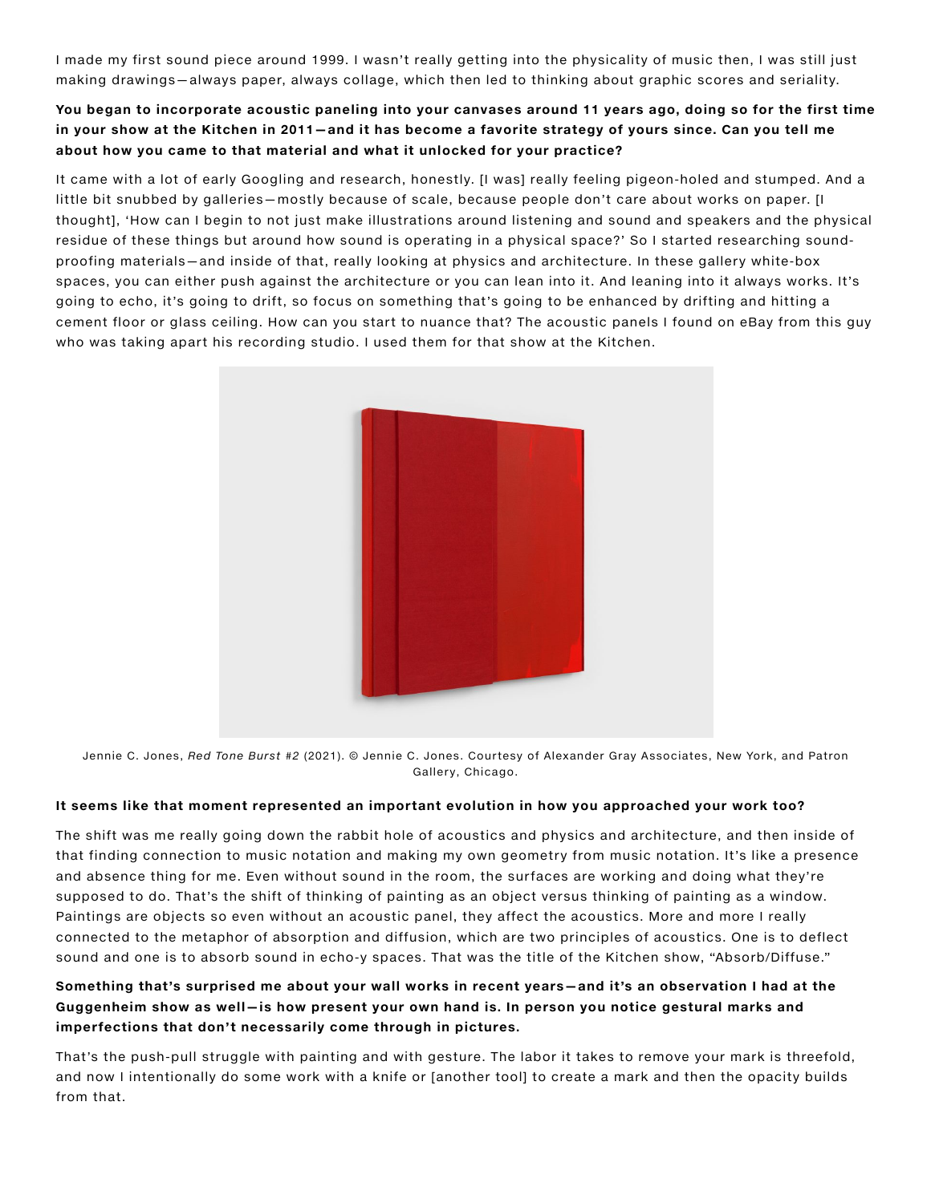I made my first sound piece around 1999. I wasn't really getting into the physicality of music then, I was still just making drawings—always paper, always collage, which then led to thinking about graphic scores and seriality.

**You began to incorporate acoustic paneling into your canvases around 11 years ago, doing so for the first time in your show at the Kitchen in 2011—and it has become a favorite strategy of yours since. Can you tell me about how you came to that material and what it unlocked for your practice?**

It came with a lot of early Googling and research, honestly. [I was] really feeling pigeon-holed and stumped. And a little bit snubbed by galleries—mostly because of scale, because people don't care about works on paper. [I thought], 'How can I begin to not just make illustrations around listening and sound and speakers and the physical residue of these things but around how sound is operating in a physical space?' So I started researching sound-proofing materials—and inside of that, really looking at physics and architecture. In these gallery white-box spaces, you can either push against the architecture or you can lean into it. And leaning into it always works. It's going to echo, it's going to drift, so focus on something that's going to be enhanced by drifting and hitting a cement floor or glass ceiling. How can you start to nuance that? The acoustic panels I found on eBay from this guy who was taking apart his recording studio. I used them for that show at the Kitchen.

Jennie C. Jones, *Red Tone Burst #2* (2021). © Jennie C. Jones. Courtesy of Alexander Gray Associates, New York, and Patron Gallery, Chicago.

**It seems like that moment represented an important evolution in how you approached your work too?**

The shift was me really going down the rabbit hole of acoustics and physics and architecture, and then inside of that finding connection to music notation and making my own geometry from music notation. It's like a presence and absence thing for me. Even without sound in the room, the surfaces are working and doing what they're supposed to do. That's the shift of thinking of painting as an object versus thinking of painting as a window. Paintings are objects so even without an acoustic panel, they affect the acoustics. More and more I really connected to the metaphor of absorption and diffusion, which are two principles of acoustics. One is to deflect sound and one is to absorb sound in echo-y spaces. That was the title of the Kitchen show, "Absorb/Diffuse."

**Something that's surprised me about your wall works in recent years—and it's an observation I had at the Guggenheim show as well—is how present your own hand is. In person you notice gestural marks and imperfections that don't necessarily come through in pictures.**

That's the push-pull struggle with painting and with gesture. The labor it takes to remove your mark is threefold, and now I intentionally do some work with a knife or [another tool] to create a mark and then the opacity builds from that.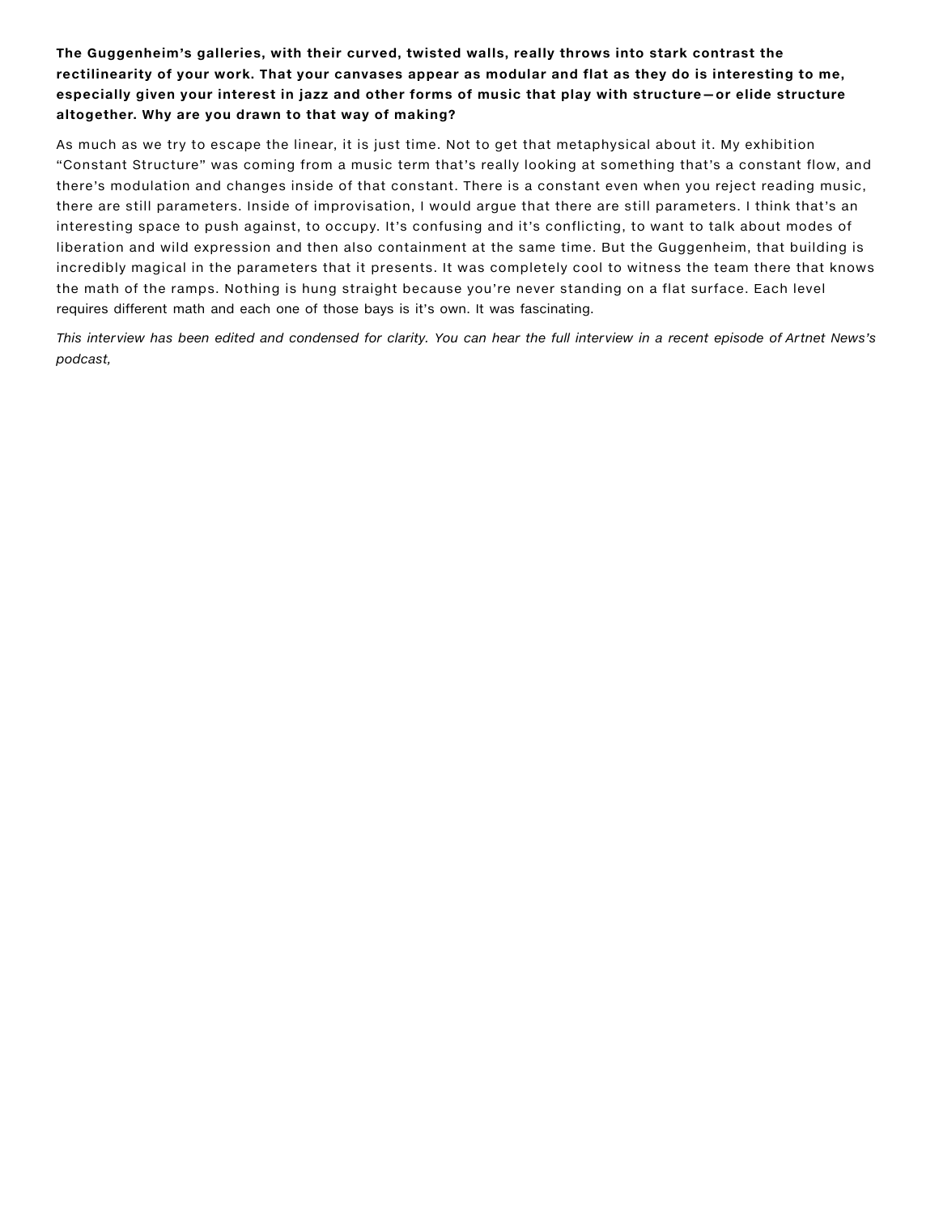**The Guggenheim's galleries, with their curved, twisted walls, really throws into stark contrast the rectilinearity of your work. That your canvases appear as modular and flat as they do is interesting to me, especially given your interest in jazz and other forms of music that play with structure—or elide structure altogether. Why are you drawn to that way of making?**

As much as we try to escape the linear, it is just time. Not to get that metaphysical about it. My exhibition "Constant Structure" was coming from a music term that's really looking at something that's a constant flow, and there's modulation and changes inside of that constant. There is a constant even when you reject reading music, there are still parameters. Inside of improvisation, I would argue that there are still parameters. I think that's an interesting space to push against, to occupy. It's confusing and it's conflicting, to want to talk about modes of liberation and wild expression and then also containment at the same time. But the Guggenheim, that building is incredibly magical in the parameters that it presents. It was completely cool to witness the team there that knows the math of the ramps. Nothing is hung straight because you're never standing on a flat surface. Each level requires different math and each one of those bays is it's own. It was fascinating.

*This interview has been edited and condensed for clarity. You can hear the full interview in a recent episode of Artnet News's podcast,*